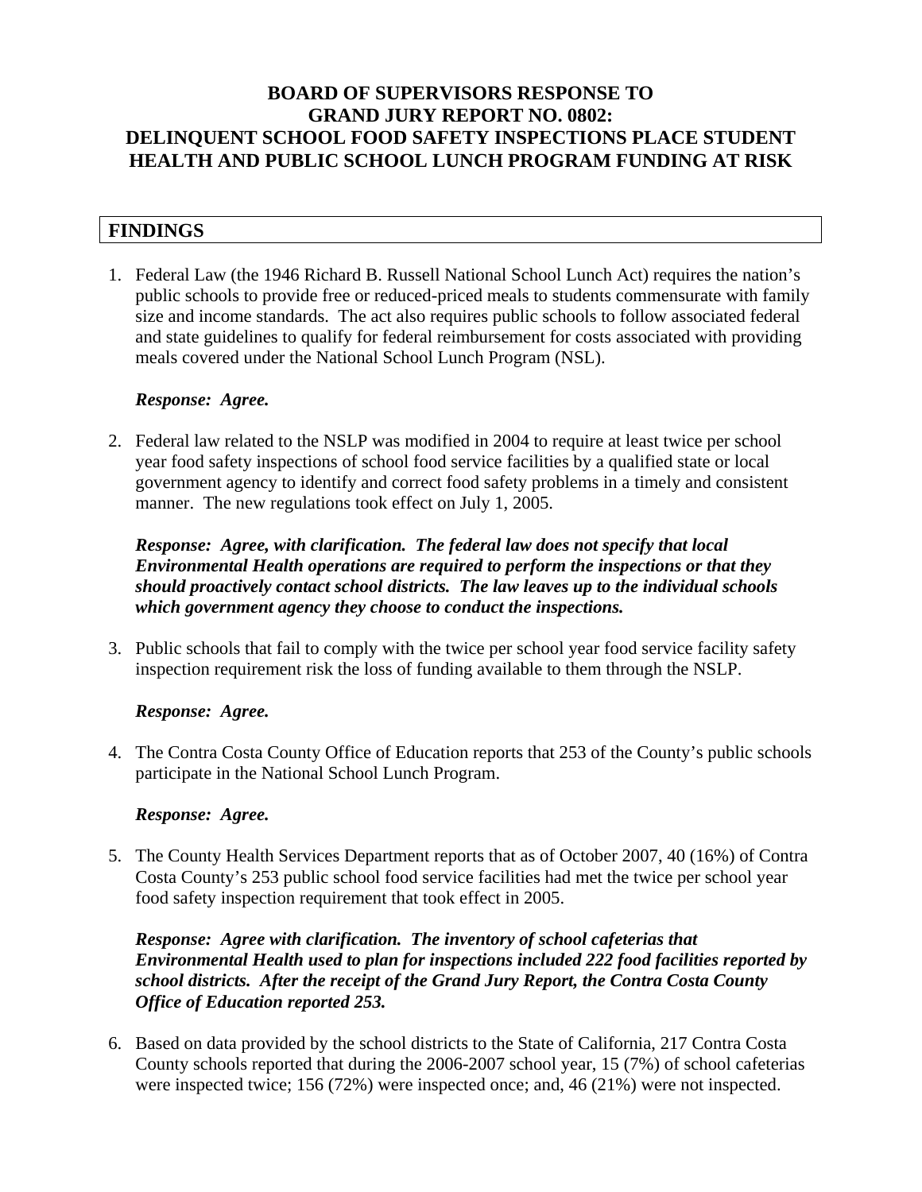# BOARD OF SUPERVISORS RESPONSE TO GRAND JURY REPORT NO. 0802: DELINQUENT SCHOOL FOOD SAFETY INSPECTIONS PLACE STUDENT HEALTH AND PUBLIC SCHOOL LUNCH PROGRAM FUNDING AT RISK

## FINDINGS

1. Federal Law (the 1946 Richard B. Russell National School Lunch Act) requires the nation's public schools to provide free or reduced-priced meals to students commensurate with family size and income standards. The act also requires public schools to follow associated federal and state guidelines to qualify for federal reimbursement for costs associated with providing meals covered under the National School Lunch Program (NSL).

   ***Response: Agree.***

2. Federal law related to the NSLP was modified in 2004 to require at least twice per school year food safety inspections of school food service facilities by a qualified state or local government agency to identify and correct food safety problems in a timely and consistent manner. The new regulations took effect on July 1, 2005.

   ***Response: Agree, with clarification. The federal law does not specify that local Environmental Health operations are required to perform the inspections or that they should proactively contact school districts. The law leaves up to the individual schools which government agency they choose to conduct the inspections.***

3. Public schools that fail to comply with the twice per school year food service facility safety inspection requirement risk the loss of funding available to them through the NSLP.

   ***Response: Agree.***

4. The Contra Costa County Office of Education reports that 253 of the County's public schools participate in the National School Lunch Program.

   ***Response: Agree.***

5. The County Health Services Department reports that as of October 2007, 40 (16%) of Contra Costa County's 253 public school food service facilities had met the twice per school year food safety inspection requirement that took effect in 2005.

   ***Response: Agree with clarification. The inventory of school cafeterias that Environmental Health used to plan for inspections included 222 food facilities reported by school districts. After the receipt of the Grand Jury Report, the Contra Costa County Office of Education reported 253.***

6. Based on data provided by the school districts to the State of California, 217 Contra Costa County schools reported that during the 2006-2007 school year, 15 (7%) of school cafeterias were inspected twice; 156 (72%) were inspected once; and, 46 (21%) were not inspected.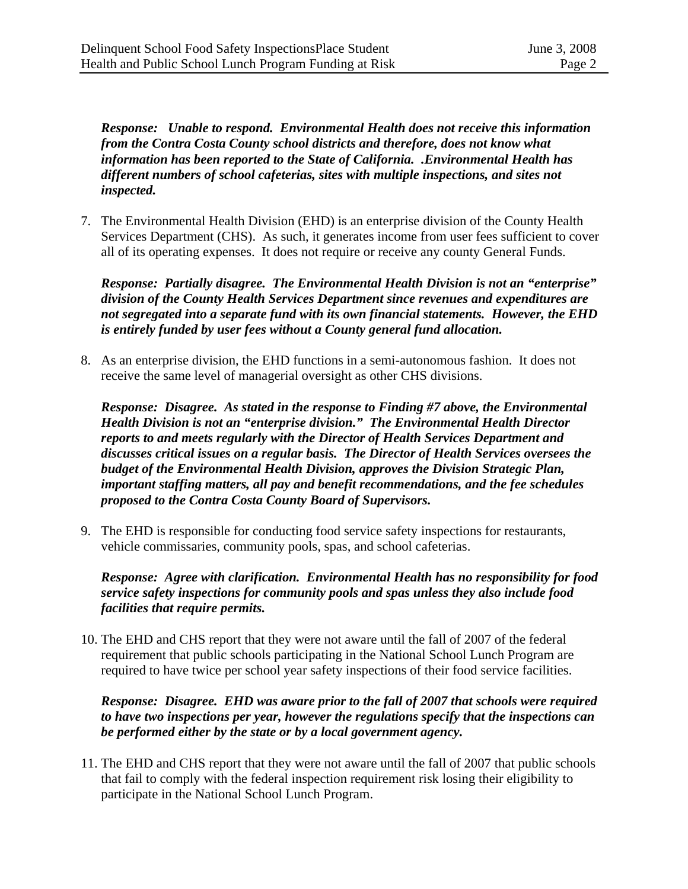*Response: Unable to respond. Environmental Health does not receive this information from the Contra Costa County school districts and therefore, does not know what information has been reported to the State of California. .Environmental Health has different numbers of school cafeterias, sites with multiple inspections, and sites not inspected.*

7. The Environmental Health Division (EHD) is an enterprise division of the County Health Services Department (CHS). As such, it generates income from user fees sufficient to cover all of its operating expenses. It does not require or receive any county General Funds.

   ***Response: Partially disagree. The Environmental Health Division is not an "enterprise" division of the County Health Services Department since revenues and expenditures are not segregated into a separate fund with its own financial statements. However, the EHD is entirely funded by user fees without a County general fund allocation.***

8. As an enterprise division, the EHD functions in a semi-autonomous fashion. It does not receive the same level of managerial oversight as other CHS divisions.

   ***Response: Disagree. As stated in the response to Finding #7 above, the Environmental Health Division is not an "enterprise division." The Environmental Health Director reports to and meets regularly with the Director of Health Services Department and discusses critical issues on a regular basis. The Director of Health Services oversees the budget of the Environmental Health Division, approves the Division Strategic Plan, important staffing matters, all pay and benefit recommendations, and the fee schedules proposed to the Contra Costa County Board of Supervisors.***

9. The EHD is responsible for conducting food service safety inspections for restaurants, vehicle commissaries, community pools, spas, and school cafeterias.

   ***Response: Agree with clarification. Environmental Health has no responsibility for food service safety inspections for community pools and spas unless they also include food facilities that require permits.***

10. The EHD and CHS report that they were not aware until the fall of 2007 of the federal requirement that public schools participating in the National School Lunch Program are required to have twice per school year safety inspections of their food service facilities.

    ***Response: Disagree. EHD was aware prior to the fall of 2007 that schools were required to have two inspections per year, however the regulations specify that the inspections can be performed either by the state or by a local government agency.***

11. The EHD and CHS report that they were not aware until the fall of 2007 that public schools that fail to comply with the federal inspection requirement risk losing their eligibility to participate in the National School Lunch Program.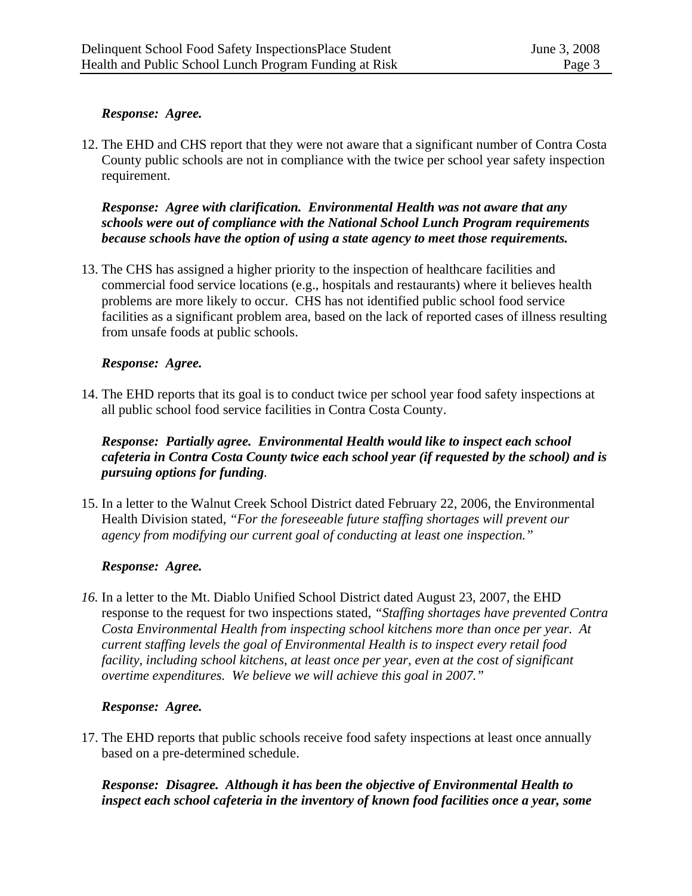***Response: Agree.***

12. The EHD and CHS report that they were not aware that a significant number of Contra Costa County public schools are not in compliance with the twice per school year safety inspection requirement.

    ***Response: Agree with clarification. Environmental Health was not aware that any schools were out of compliance with the National School Lunch Program requirements because schools have the option of using a state agency to meet those requirements.***

13. The CHS has assigned a higher priority to the inspection of healthcare facilities and commercial food service locations (e.g., hospitals and restaurants) where it believes health problems are more likely to occur. CHS has not identified public school food service facilities as a significant problem area, based on the lack of reported cases of illness resulting from unsafe foods at public schools.

    ***Response: Agree.***

14. The EHD reports that its goal is to conduct twice per school year food safety inspections at all public school food service facilities in Contra Costa County.

    ***Response: Partially agree. Environmental Health would like to inspect each school cafeteria in Contra Costa County twice each school year (if requested by the school) and is pursuing options for funding***.

15. In a letter to the Walnut Creek School District dated February 22, 2006, the Environmental Health Division stated, *"For the foreseeable future staffing shortages will prevent our agency from modifying our current goal of conducting at least one inspection."*

    ***Response: Agree.***

16. In a letter to the Mt. Diablo Unified School District dated August 23, 2007, the EHD response to the request for two inspections stated, *"Staffing shortages have prevented Contra Costa Environmental Health from inspecting school kitchens more than once per year. At current staffing levels the goal of Environmental Health is to inspect every retail food facility, including school kitchens, at least once per year, even at the cost of significant overtime expenditures. We believe we will achieve this goal in 2007."*

    ***Response: Agree.***

17. The EHD reports that public schools receive food safety inspections at least once annually based on a pre-determined schedule.

    ***Response: Disagree. Although it has been the objective of Environmental Health to inspect each school cafeteria in the inventory of known food facilities once a year, some***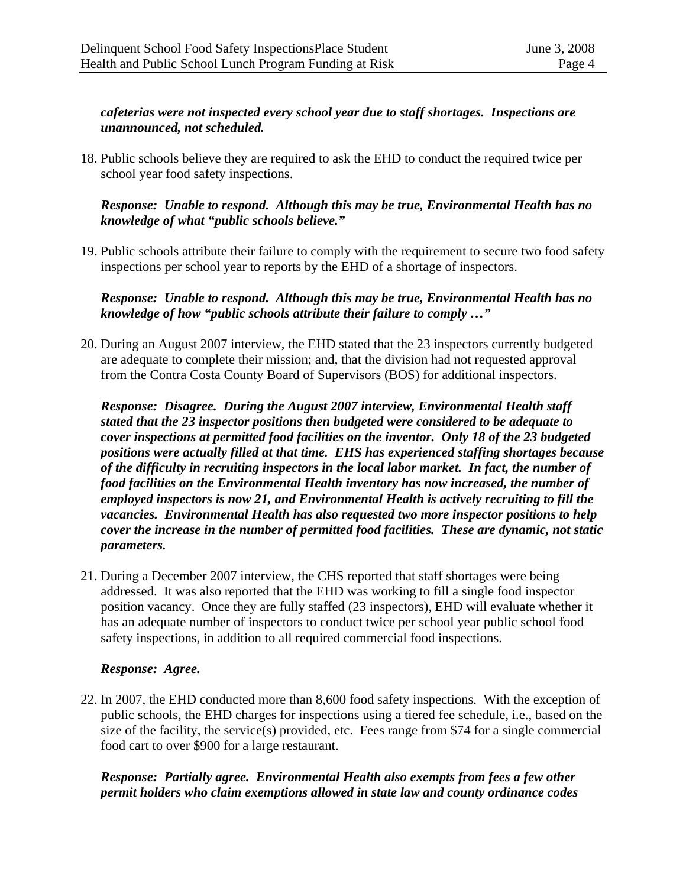***cafeterias were not inspected every school year due to staff shortages. Inspections are unannounced, not scheduled.***

18. Public schools believe they are required to ask the EHD to conduct the required twice per school year food safety inspections.

    ***Response: Unable to respond. Although this may be true, Environmental Health has no knowledge of what "public schools believe."***

19. Public schools attribute their failure to comply with the requirement to secure two food safety inspections per school year to reports by the EHD of a shortage of inspectors.

    ***Response: Unable to respond. Although this may be true, Environmental Health has no knowledge of how "public schools attribute their failure to comply …"***

20. During an August 2007 interview, the EHD stated that the 23 inspectors currently budgeted are adequate to complete their mission; and, that the division had not requested approval from the Contra Costa County Board of Supervisors (BOS) for additional inspectors.

    ***Response: Disagree. During the August 2007 interview, Environmental Health staff stated that the 23 inspector positions then budgeted were considered to be adequate to cover inspections at permitted food facilities on the inventor. Only 18 of the 23 budgeted positions were actually filled at that time. EHS has experienced staffing shortages because of the difficulty in recruiting inspectors in the local labor market. In fact, the number of food facilities on the Environmental Health inventory has now increased, the number of employed inspectors is now 21, and Environmental Health is actively recruiting to fill the vacancies. Environmental Health has also requested two more inspector positions to help cover the increase in the number of permitted food facilities. These are dynamic, not static parameters.***

21. During a December 2007 interview, the CHS reported that staff shortages were being addressed. It was also reported that the EHD was working to fill a single food inspector position vacancy. Once they are fully staffed (23 inspectors), EHD will evaluate whether it has an adequate number of inspectors to conduct twice per school year public school food safety inspections, in addition to all required commercial food inspections.

    ***Response: Agree.***

22. In 2007, the EHD conducted more than 8,600 food safety inspections. With the exception of public schools, the EHD charges for inspections using a tiered fee schedule, i.e., based on the size of the facility, the service(s) provided, etc. Fees range from $74 for a single commercial food cart to over $900 for a large restaurant.

    ***Response: Partially agree. Environmental Health also exempts from fees a few other permit holders who claim exemptions allowed in state law and county ordinance codes***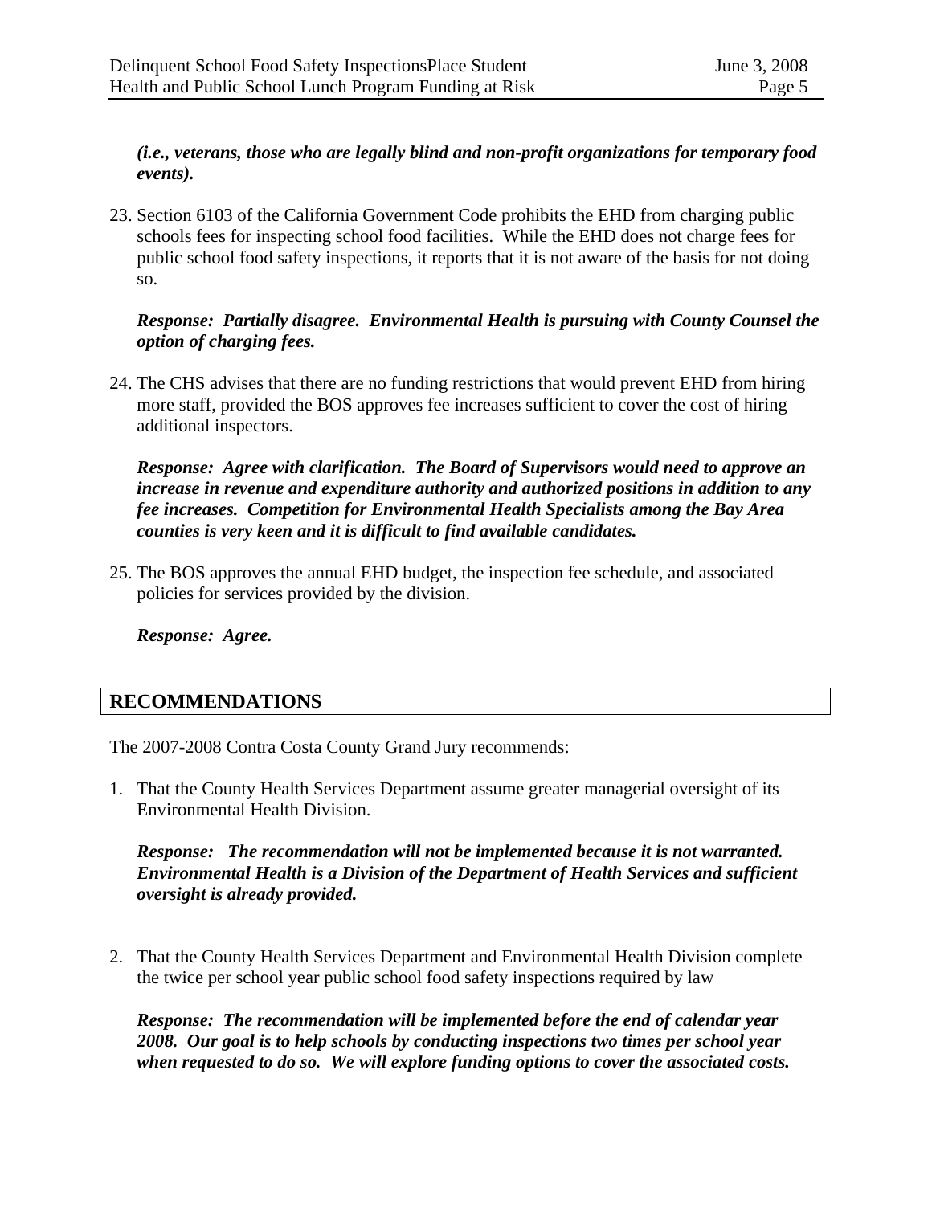***(i.e., veterans, those who are legally blind and non-profit organizations for temporary food events).***

23. Section 6103 of the California Government Code prohibits the EHD from charging public schools fees for inspecting school food facilities. While the EHD does not charge fees for public school food safety inspections, it reports that it is not aware of the basis for not doing so.

    ***Response: Partially disagree. Environmental Health is pursuing with County Counsel the option of charging fees.***

24. The CHS advises that there are no funding restrictions that would prevent EHD from hiring more staff, provided the BOS approves fee increases sufficient to cover the cost of hiring additional inspectors.

    ***Response: Agree with clarification. The Board of Supervisors would need to approve an increase in revenue and expenditure authority and authorized positions in addition to any fee increases. Competition for Environmental Health Specialists among the Bay Area counties is very keen and it is difficult to find available candidates.***

25. The BOS approves the annual EHD budget, the inspection fee schedule, and associated policies for services provided by the division.

    ***Response: Agree.***

## RECOMMENDATIONS

The 2007-2008 Contra Costa County Grand Jury recommends:

1. That the County Health Services Department assume greater managerial oversight of its Environmental Health Division.

   ***Response: The recommendation will not be implemented because it is not warranted. Environmental Health is a Division of the Department of Health Services and sufficient oversight is already provided.***

2. That the County Health Services Department and Environmental Health Division complete the twice per school year public school food safety inspections required by law

   ***Response: The recommendation will be implemented before the end of calendar year 2008. Our goal is to help schools by conducting inspections two times per school year when requested to do so. We will explore funding options to cover the associated costs.***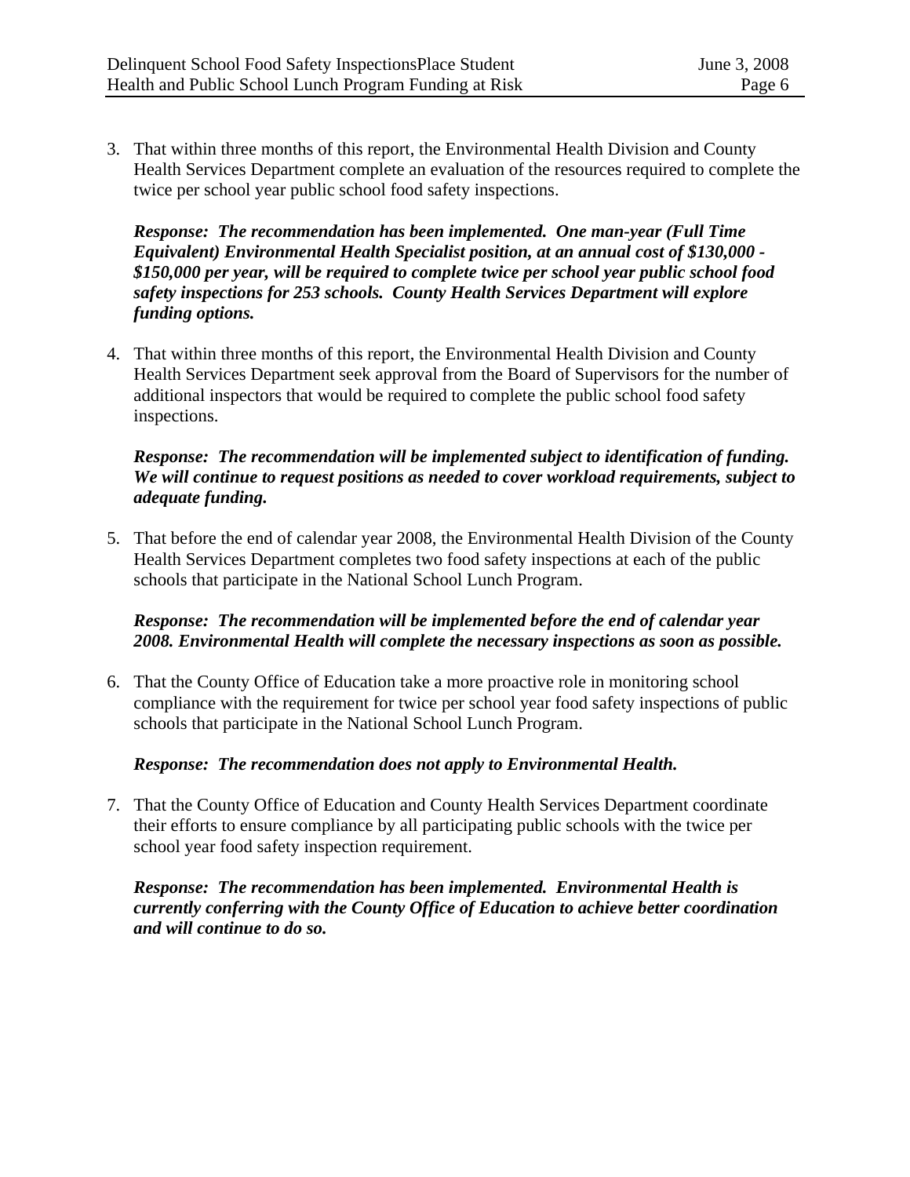3. That within three months of this report, the Environmental Health Division and County Health Services Department complete an evaluation of the resources required to complete the twice per school year public school food safety inspections.

   ***Response: The recommendation has been implemented. One man-year (Full Time Equivalent) Environmental Health Specialist position, at an annual cost of $130,000 - $150,000 per year, will be required to complete twice per school year public school food safety inspections for 253 schools. County Health Services Department will explore funding options.***

4. That within three months of this report, the Environmental Health Division and County Health Services Department seek approval from the Board of Supervisors for the number of additional inspectors that would be required to complete the public school food safety inspections.

   ***Response: The recommendation will be implemented subject to identification of funding. We will continue to request positions as needed to cover workload requirements, subject to adequate funding.***

5. That before the end of calendar year 2008, the Environmental Health Division of the County Health Services Department completes two food safety inspections at each of the public schools that participate in the National School Lunch Program.

   ***Response: The recommendation will be implemented before the end of calendar year 2008. Environmental Health will complete the necessary inspections as soon as possible.***

6. That the County Office of Education take a more proactive role in monitoring school compliance with the requirement for twice per school year food safety inspections of public schools that participate in the National School Lunch Program.

   ***Response: The recommendation does not apply to Environmental Health.***

7. That the County Office of Education and County Health Services Department coordinate their efforts to ensure compliance by all participating public schools with the twice per school year food safety inspection requirement.

   ***Response: The recommendation has been implemented. Environmental Health is currently conferring with the County Office of Education to achieve better coordination and will continue to do so.***